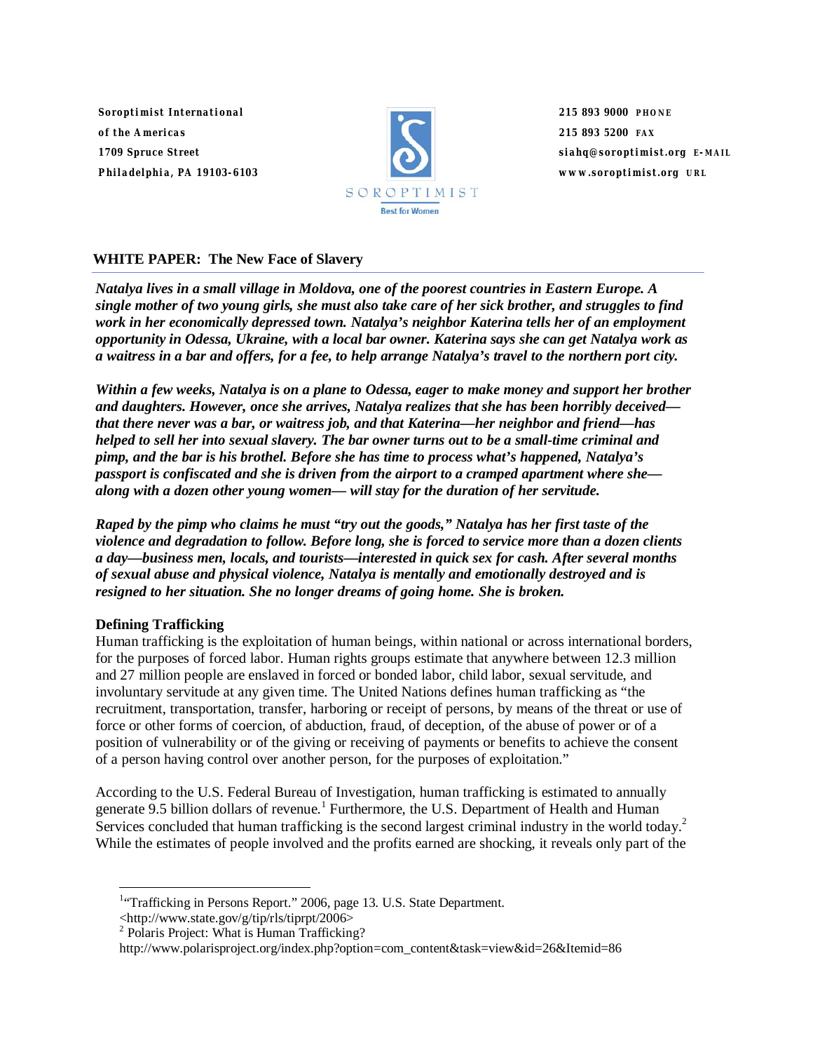Soroptimist International
of the Americas
1709 Spruce Street
Philadelphia, PA 19103-6103

SOROPTIMIST
Best for Women

215 893 9000 PHONE
215 893 5200 FAX
siahq@soroptimist.org E-MAIL
www.soroptimist.org URL

## WHITE PAPER: The New Face of Slavery

***Natalya lives in a small village in Moldova, one of the poorest countries in Eastern Europe. A single mother of two young girls, she must also take care of her sick brother, and struggles to find work in her economically depressed town. Natalya's neighbor Katerina tells her of an employment opportunity in Odessa, Ukraine, with a local bar owner. Katerina says she can get Natalya work as a waitress in a bar and offers, for a fee, to help arrange Natalya's travel to the northern port city.***

***Within a few weeks, Natalya is on a plane to Odessa, eager to make money and support her brother and daughters. However, once she arrives, Natalya realizes that she has been horribly deceived—that there never was a bar, or waitress job, and that Katerina—her neighbor and friend—has helped to sell her into sexual slavery. The bar owner turns out to be a small-time criminal and pimp, and the bar is his brothel. Before she has time to process what's happened, Natalya's passport is confiscated and she is driven from the airport to a cramped apartment where she—along with a dozen other young women— will stay for the duration of her servitude.***

***Raped by the pimp who claims he must "try out the goods," Natalya has her first taste of the violence and degradation to follow. Before long, she is forced to service more than a dozen clients a day—business men, locals, and tourists—interested in quick sex for cash. After several months of sexual abuse and physical violence, Natalya is mentally and emotionally destroyed and is resigned to her situation. She no longer dreams of going home. She is broken.***

### Defining Trafficking

Human trafficking is the exploitation of human beings, within national or across international borders, for the purposes of forced labor. Human rights groups estimate that anywhere between 12.3 million and 27 million people are enslaved in forced or bonded labor, child labor, sexual servitude, and involuntary servitude at any given time. The United Nations defines human trafficking as "the recruitment, transportation, transfer, harboring or receipt of persons, by means of the threat or use of force or other forms of coercion, of abduction, fraud, of deception, of the abuse of power or of a position of vulnerability or of the giving or receiving of payments or benefits to achieve the consent of a person having control over another person, for the purposes of exploitation."

According to the U.S. Federal Bureau of Investigation, human trafficking is estimated to annually generate 9.5 billion dollars of revenue.[1] Furthermore, the U.S. Department of Health and Human Services concluded that human trafficking is the second largest criminal industry in the world today.[2] While the estimates of people involved and the profits earned are shocking, it reveals only part of the

---

[1] "Trafficking in Persons Report." 2006, page 13. U.S. State Department. <http://www.state.gov/g/tip/rls/tiprpt/2006>

[2] Polaris Project: What is Human Trafficking? http://www.polarisproject.org/index.php?option=com_content&task=view&id=26&Itemid=86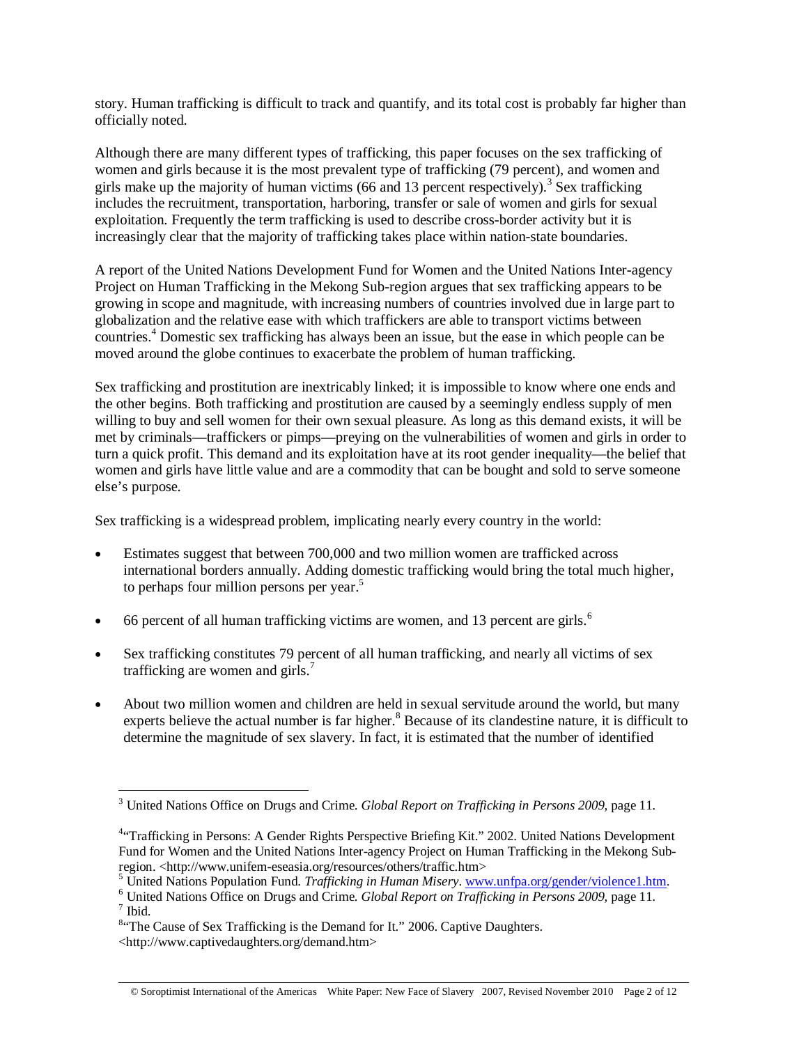story. Human trafficking is difficult to track and quantify, and its total cost is probably far higher than officially noted.

Although there are many different types of trafficking, this paper focuses on the sex trafficking of women and girls because it is the most prevalent type of trafficking (79 percent), and women and girls make up the majority of human victims (66 and 13 percent respectively).[3] Sex trafficking includes the recruitment, transportation, harboring, transfer or sale of women and girls for sexual exploitation. Frequently the term trafficking is used to describe cross-border activity but it is increasingly clear that the majority of trafficking takes place within nation-state boundaries.

A report of the United Nations Development Fund for Women and the United Nations Inter-agency Project on Human Trafficking in the Mekong Sub-region argues that sex trafficking appears to be growing in scope and magnitude, with increasing numbers of countries involved due in large part to globalization and the relative ease with which traffickers are able to transport victims between countries.[4] Domestic sex trafficking has always been an issue, but the ease in which people can be moved around the globe continues to exacerbate the problem of human trafficking.

Sex trafficking and prostitution are inextricably linked; it is impossible to know where one ends and the other begins. Both trafficking and prostitution are caused by a seemingly endless supply of men willing to buy and sell women for their own sexual pleasure. As long as this demand exists, it will be met by criminals—traffickers or pimps—preying on the vulnerabilities of women and girls in order to turn a quick profit. This demand and its exploitation have at its root gender inequality—the belief that women and girls have little value and are a commodity that can be bought and sold to serve someone else's purpose.

Sex trafficking is a widespread problem, implicating nearly every country in the world:

- Estimates suggest that between 700,000 and two million women are trafficked across international borders annually. Adding domestic trafficking would bring the total much higher, to perhaps four million persons per year.[5]
- 66 percent of all human trafficking victims are women, and 13 percent are girls.[6]
- Sex trafficking constitutes 79 percent of all human trafficking, and nearly all victims of sex trafficking are women and girls.[7]
- About two million women and children are held in sexual servitude around the world, but many experts believe the actual number is far higher.[8] Because of its clandestine nature, it is difficult to determine the magnitude of sex slavery. In fact, it is estimated that the number of identified

---

[3] United Nations Office on Drugs and Crime. *Global Report on Trafficking in Persons 2009,* page 11.

[4] "Trafficking in Persons: A Gender Rights Perspective Briefing Kit." 2002. United Nations Development Fund for Women and the United Nations Inter-agency Project on Human Trafficking in the Mekong Sub-region. <http://www.unifem-eseasia.org/resources/others/traffic.htm>

[5] United Nations Population Fund. *Trafficking in Human Misery*. www.unfpa.org/gender/violence1.htm.

[6] United Nations Office on Drugs and Crime. *Global Report on Trafficking in Persons 2009,* page 11.

[7] Ibid.

[8] "The Cause of Sex Trafficking is the Demand for It." 2006. Captive Daughters. <http://www.captivedaughters.org/demand.htm>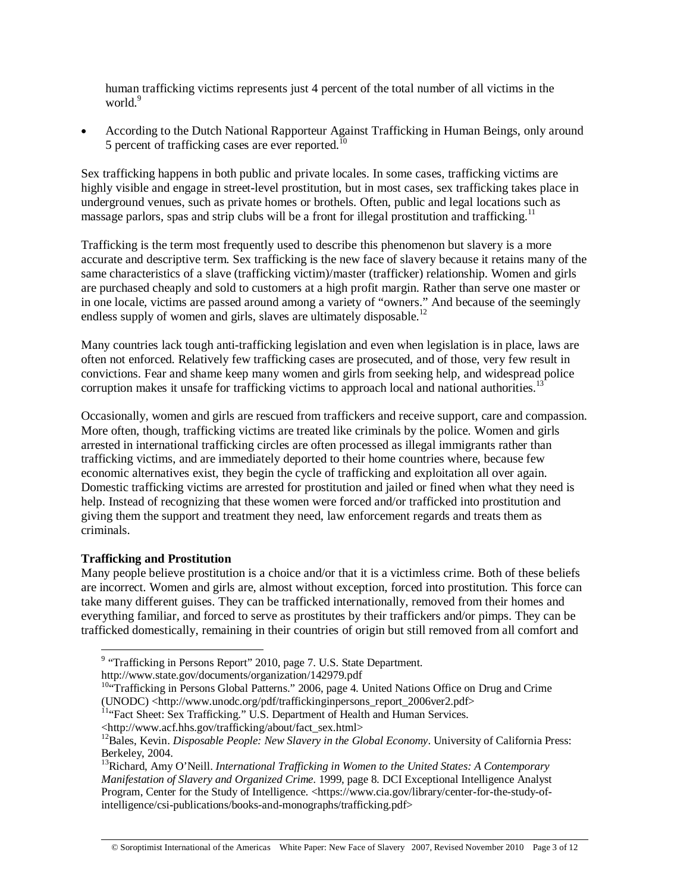human trafficking victims represents just 4 percent of the total number of all victims in the world.[9]

- According to the Dutch National Rapporteur Against Trafficking in Human Beings, only around 5 percent of trafficking cases are ever reported.[10]

Sex trafficking happens in both public and private locales. In some cases, trafficking victims are highly visible and engage in street-level prostitution, but in most cases, sex trafficking takes place in underground venues, such as private homes or brothels. Often, public and legal locations such as massage parlors, spas and strip clubs will be a front for illegal prostitution and trafficking.[11]

Trafficking is the term most frequently used to describe this phenomenon but slavery is a more accurate and descriptive term. Sex trafficking is the new face of slavery because it retains many of the same characteristics of a slave (trafficking victim)/master (trafficker) relationship. Women and girls are purchased cheaply and sold to customers at a high profit margin. Rather than serve one master or in one locale, victims are passed around among a variety of "owners." And because of the seemingly endless supply of women and girls, slaves are ultimately disposable.[12]

Many countries lack tough anti-trafficking legislation and even when legislation is in place, laws are often not enforced. Relatively few trafficking cases are prosecuted, and of those, very few result in convictions. Fear and shame keep many women and girls from seeking help, and widespread police corruption makes it unsafe for trafficking victims to approach local and national authorities.[13]

Occasionally, women and girls are rescued from traffickers and receive support, care and compassion. More often, though, trafficking victims are treated like criminals by the police. Women and girls arrested in international trafficking circles are often processed as illegal immigrants rather than trafficking victims, and are immediately deported to their home countries where, because few economic alternatives exist, they begin the cycle of trafficking and exploitation all over again. Domestic trafficking victims are arrested for prostitution and jailed or fined when what they need is help. Instead of recognizing that these women were forced and/or trafficked into prostitution and giving them the support and treatment they need, law enforcement regards and treats them as criminals.

**Trafficking and Prostitution**

Many people believe prostitution is a choice and/or that it is a victimless crime. Both of these beliefs are incorrect. Women and girls are, almost without exception, forced into prostitution. This force can take many different guises. They can be trafficked internationally, removed from their homes and everything familiar, and forced to serve as prostitutes by their traffickers and/or pimps. They can be trafficked domestically, remaining in their countries of origin but still removed from all comfort and

---

[9] "Trafficking in Persons Report" 2010, page 7. U.S. State Department. http://www.state.gov/documents/organization/142979.pdf

[10] "Trafficking in Persons Global Patterns." 2006, page 4. United Nations Office on Drug and Crime (UNODC) <http://www.unodc.org/pdf/traffickinginpersons_report_2006ver2.pdf>

[11] "Fact Sheet: Sex Trafficking." U.S. Department of Health and Human Services. <http://www.acf.hhs.gov/trafficking/about/fact_sex.html>

[12] Bales, Kevin. *Disposable People: New Slavery in the Global Economy*. University of California Press: Berkeley, 2004.

[13] Richard, Amy O'Neill. *International Trafficking in Women to the United States: A Contemporary Manifestation of Slavery and Organized Crime*. 1999, page 8. DCI Exceptional Intelligence Analyst Program, Center for the Study of Intelligence. <https://www.cia.gov/library/center-for-the-study-of-intelligence/csi-publications/books-and-monographs/trafficking.pdf>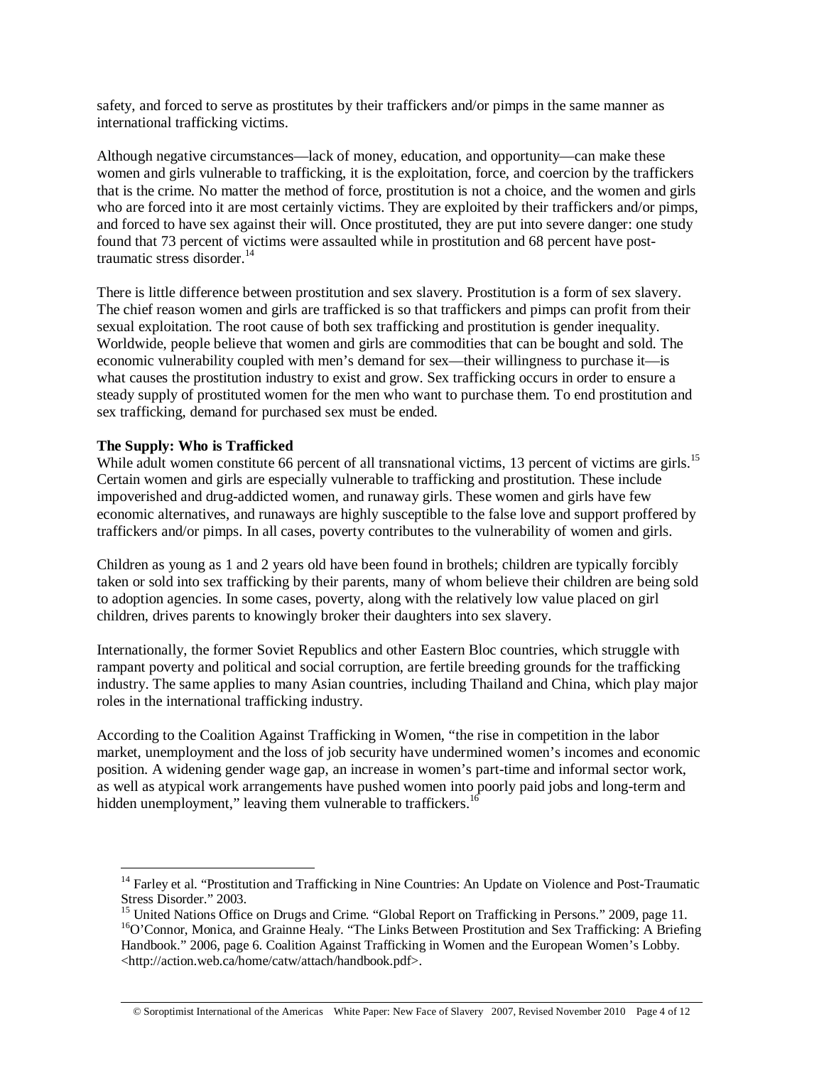safety, and forced to serve as prostitutes by their traffickers and/or pimps in the same manner as international trafficking victims.

Although negative circumstances—lack of money, education, and opportunity—can make these women and girls vulnerable to trafficking, it is the exploitation, force, and coercion by the traffickers that is the crime. No matter the method of force, prostitution is not a choice, and the women and girls who are forced into it are most certainly victims. They are exploited by their traffickers and/or pimps, and forced to have sex against their will. Once prostituted, they are put into severe danger: one study found that 73 percent of victims were assaulted while in prostitution and 68 percent have post-traumatic stress disorder.[14]

There is little difference between prostitution and sex slavery. Prostitution is a form of sex slavery. The chief reason women and girls are trafficked is so that traffickers and pimps can profit from their sexual exploitation. The root cause of both sex trafficking and prostitution is gender inequality. Worldwide, people believe that women and girls are commodities that can be bought and sold. The economic vulnerability coupled with men's demand for sex—their willingness to purchase it—is what causes the prostitution industry to exist and grow. Sex trafficking occurs in order to ensure a steady supply of prostituted women for the men who want to purchase them. To end prostitution and sex trafficking, demand for purchased sex must be ended.

**The Supply: Who is Trafficked**

While adult women constitute 66 percent of all transnational victims, 13 percent of victims are girls.[15] Certain women and girls are especially vulnerable to trafficking and prostitution. These include impoverished and drug-addicted women, and runaway girls. These women and girls have few economic alternatives, and runaways are highly susceptible to the false love and support proffered by traffickers and/or pimps. In all cases, poverty contributes to the vulnerability of women and girls.

Children as young as 1 and 2 years old have been found in brothels; children are typically forcibly taken or sold into sex trafficking by their parents, many of whom believe their children are being sold to adoption agencies. In some cases, poverty, along with the relatively low value placed on girl children, drives parents to knowingly broker their daughters into sex slavery.

Internationally, the former Soviet Republics and other Eastern Bloc countries, which struggle with rampant poverty and political and social corruption, are fertile breeding grounds for the trafficking industry. The same applies to many Asian countries, including Thailand and China, which play major roles in the international trafficking industry.

According to the Coalition Against Trafficking in Women, "the rise in competition in the labor market, unemployment and the loss of job security have undermined women's incomes and economic position. A widening gender wage gap, an increase in women's part-time and informal sector work, as well as atypical work arrangements have pushed women into poorly paid jobs and long-term and hidden unemployment," leaving them vulnerable to traffickers.[16]

---

[14] Farley et al. "Prostitution and Trafficking in Nine Countries: An Update on Violence and Post-Traumatic Stress Disorder." 2003.

[15] United Nations Office on Drugs and Crime. "Global Report on Trafficking in Persons." 2009, page 11.

[16] O'Connor, Monica, and Grainne Healy. "The Links Between Prostitution and Sex Trafficking: A Briefing Handbook." 2006, page 6. Coalition Against Trafficking in Women and the European Women's Lobby. <http://action.web.ca/home/catw/attach/handbook.pdf>.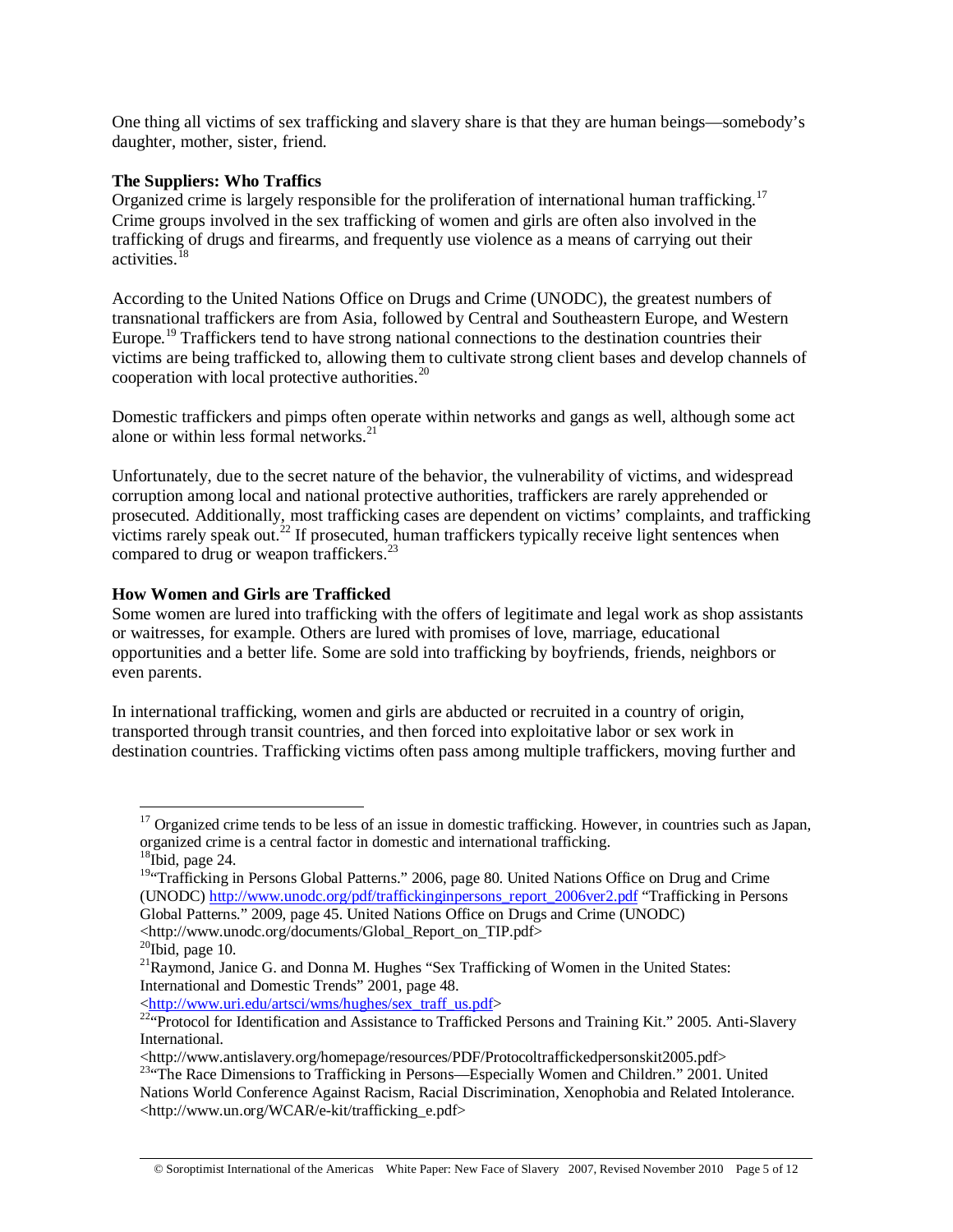One thing all victims of sex trafficking and slavery share is that they are human beings—somebody's daughter, mother, sister, friend.

**The Suppliers: Who Traffics**

Organized crime is largely responsible for the proliferation of international human trafficking.[17] Crime groups involved in the sex trafficking of women and girls are often also involved in the trafficking of drugs and firearms, and frequently use violence as a means of carrying out their activities.[18]

According to the United Nations Office on Drugs and Crime (UNODC), the greatest numbers of transnational traffickers are from Asia, followed by Central and Southeastern Europe, and Western Europe.[19] Traffickers tend to have strong national connections to the destination countries their victims are being trafficked to, allowing them to cultivate strong client bases and develop channels of cooperation with local protective authorities.[20]

Domestic traffickers and pimps often operate within networks and gangs as well, although some act alone or within less formal networks.[21]

Unfortunately, due to the secret nature of the behavior, the vulnerability of victims, and widespread corruption among local and national protective authorities, traffickers are rarely apprehended or prosecuted. Additionally, most trafficking cases are dependent on victims' complaints, and trafficking victims rarely speak out.[22] If prosecuted, human traffickers typically receive light sentences when compared to drug or weapon traffickers.[23]

**How Women and Girls are Trafficked**

Some women are lured into trafficking with the offers of legitimate and legal work as shop assistants or waitresses, for example. Others are lured with promises of love, marriage, educational opportunities and a better life. Some are sold into trafficking by boyfriends, friends, neighbors or even parents.

In international trafficking, women and girls are abducted or recruited in a country of origin, transported through transit countries, and then forced into exploitative labor or sex work in destination countries. Trafficking victims often pass among multiple traffickers, moving further and

---

[17] Organized crime tends to be less of an issue in domestic trafficking. However, in countries such as Japan, organized crime is a central factor in domestic and international trafficking.

[18] Ibid, page 24.

[19] "Trafficking in Persons Global Patterns." 2006, page 80. United Nations Office on Drug and Crime (UNODC) http://www.unodc.org/pdf/traffickinginpersons_report_2006ver2.pdf "Trafficking in Persons Global Patterns." 2009, page 45. United Nations Office on Drugs and Crime (UNODC) <http://www.unodc.org/documents/Global_Report_on_TIP.pdf>

[20] Ibid, page 10.

[21] Raymond, Janice G. and Donna M. Hughes "Sex Trafficking of Women in the United States: International and Domestic Trends" 2001, page 48. <http://www.uri.edu/artsci/wms/hughes/sex_traff_us.pdf>

[22] "Protocol for Identification and Assistance to Trafficked Persons and Training Kit." 2005. Anti-Slavery International. <http://www.antislavery.org/homepage/resources/PDF/Protocoltraffickedpersonskit2005.pdf>

[23] "The Race Dimensions to Trafficking in Persons—Especially Women and Children." 2001. United Nations World Conference Against Racism, Racial Discrimination, Xenophobia and Related Intolerance. <http://www.un.org/WCAR/e-kit/trafficking_e.pdf>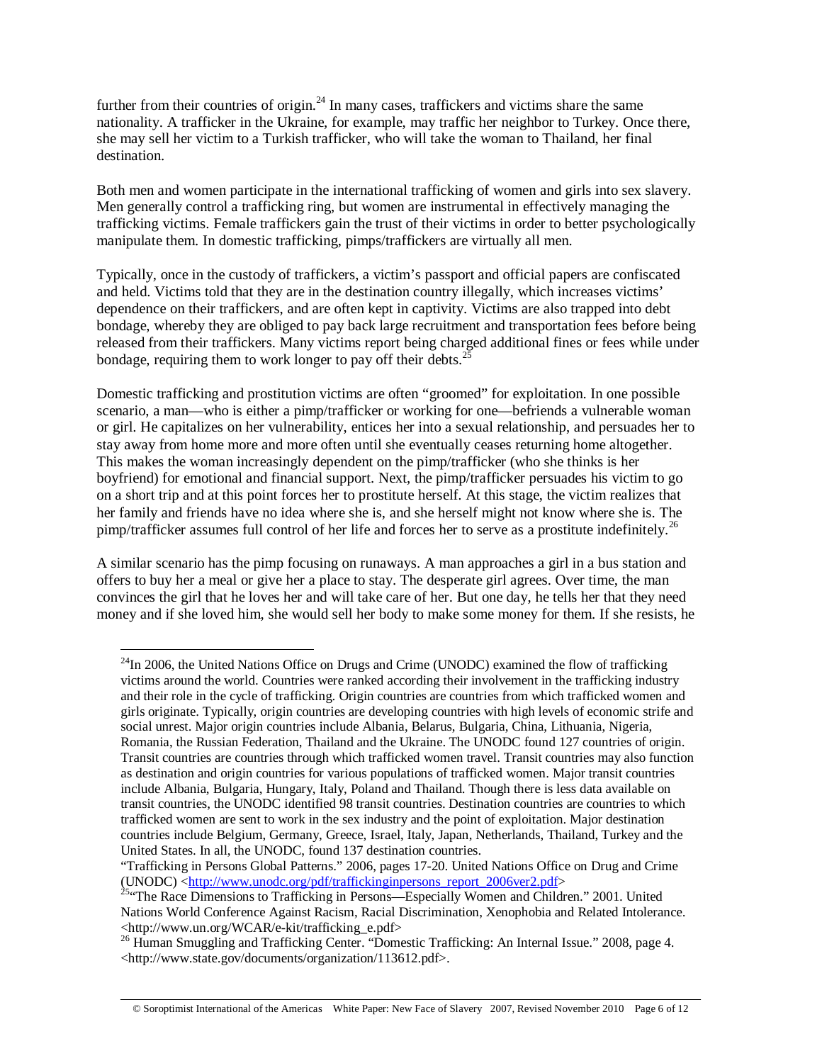further from their countries of origin.[24] In many cases, traffickers and victims share the same nationality. A trafficker in the Ukraine, for example, may traffic her neighbor to Turkey. Once there, she may sell her victim to a Turkish trafficker, who will take the woman to Thailand, her final destination.

Both men and women participate in the international trafficking of women and girls into sex slavery. Men generally control a trafficking ring, but women are instrumental in effectively managing the trafficking victims. Female traffickers gain the trust of their victims in order to better psychologically manipulate them. In domestic trafficking, pimps/traffickers are virtually all men.

Typically, once in the custody of traffickers, a victim's passport and official papers are confiscated and held. Victims told that they are in the destination country illegally, which increases victims' dependence on their traffickers, and are often kept in captivity. Victims are also trapped into debt bondage, whereby they are obliged to pay back large recruitment and transportation fees before being released from their traffickers. Many victims report being charged additional fines or fees while under bondage, requiring them to work longer to pay off their debts.[25]

Domestic trafficking and prostitution victims are often "groomed" for exploitation. In one possible scenario, a man—who is either a pimp/trafficker or working for one—befriends a vulnerable woman or girl. He capitalizes on her vulnerability, entices her into a sexual relationship, and persuades her to stay away from home more and more often until she eventually ceases returning home altogether. This makes the woman increasingly dependent on the pimp/trafficker (who she thinks is her boyfriend) for emotional and financial support. Next, the pimp/trafficker persuades his victim to go on a short trip and at this point forces her to prostitute herself. At this stage, the victim realizes that her family and friends have no idea where she is, and she herself might not know where she is. The pimp/trafficker assumes full control of her life and forces her to serve as a prostitute indefinitely.[26]

A similar scenario has the pimp focusing on runaways. A man approaches a girl in a bus station and offers to buy her a meal or give her a place to stay. The desperate girl agrees. Over time, the man convinces the girl that he loves her and will take care of her. But one day, he tells her that they need money and if she loved him, she would sell her body to make some money for them. If she resists, he

---

[24] In 2006, the United Nations Office on Drugs and Crime (UNODC) examined the flow of trafficking victims around the world. Countries were ranked according their involvement in the trafficking industry and their role in the cycle of trafficking. Origin countries are countries from which trafficked women and girls originate. Typically, origin countries are developing countries with high levels of economic strife and social unrest. Major origin countries include Albania, Belarus, Bulgaria, China, Lithuania, Nigeria, Romania, the Russian Federation, Thailand and the Ukraine. The UNODC found 127 countries of origin. Transit countries are countries through which trafficked women travel. Transit countries may also function as destination and origin countries for various populations of trafficked women. Major transit countries include Albania, Bulgaria, Hungary, Italy, Poland and Thailand. Though there is less data available on transit countries, the UNODC identified 98 transit countries. Destination countries are countries to which trafficked women are sent to work in the sex industry and the point of exploitation. Major destination countries include Belgium, Germany, Greece, Israel, Italy, Japan, Netherlands, Thailand, Turkey and the United States. In all, the UNODC, found 137 destination countries.
"Trafficking in Persons Global Patterns." 2006, pages 17-20. United Nations Office on Drug and Crime (UNODC) <http://www.unodc.org/pdf/traffickinginpersons_report_2006ver2.pdf>

[25] "The Race Dimensions to Trafficking in Persons—Especially Women and Children." 2001. United Nations World Conference Against Racism, Racial Discrimination, Xenophobia and Related Intolerance. <http://www.un.org/WCAR/e-kit/trafficking_e.pdf>

[26] Human Smuggling and Trafficking Center. "Domestic Trafficking: An Internal Issue." 2008, page 4. <http://www.state.gov/documents/organization/113612.pdf>.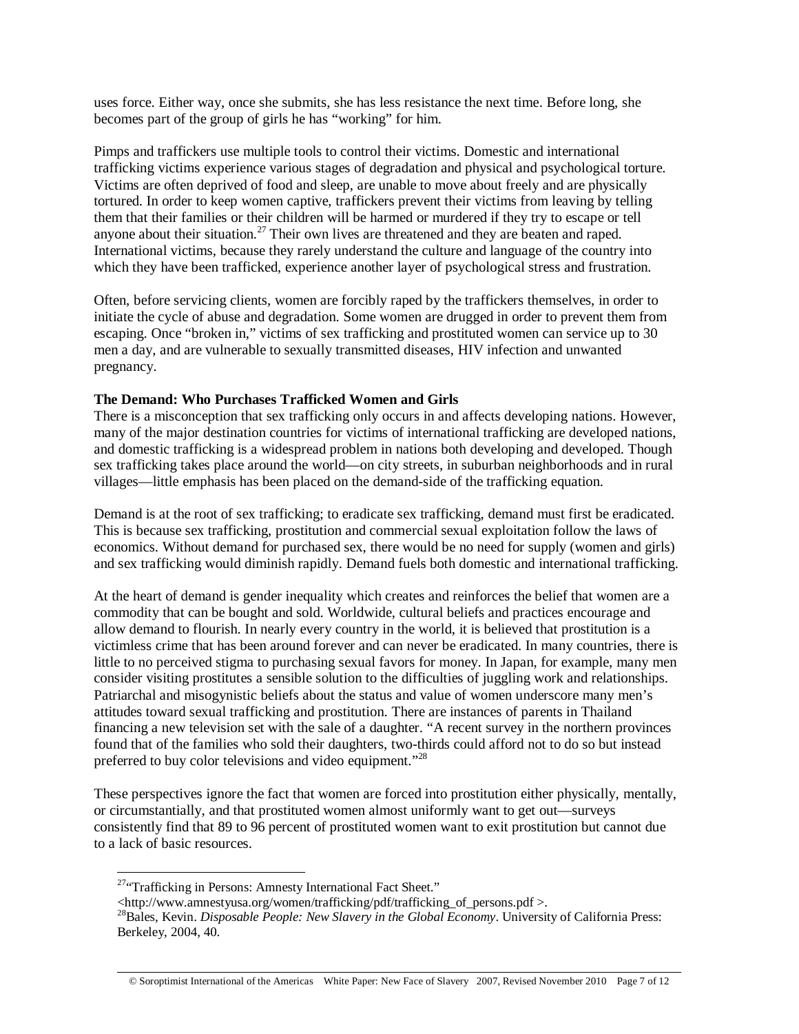uses force. Either way, once she submits, she has less resistance the next time. Before long, she becomes part of the group of girls he has "working" for him.

Pimps and traffickers use multiple tools to control their victims. Domestic and international trafficking victims experience various stages of degradation and physical and psychological torture. Victims are often deprived of food and sleep, are unable to move about freely and are physically tortured. In order to keep women captive, traffickers prevent their victims from leaving by telling them that their families or their children will be harmed or murdered if they try to escape or tell anyone about their situation.[27] Their own lives are threatened and they are beaten and raped. International victims, because they rarely understand the culture and language of the country into which they have been trafficked, experience another layer of psychological stress and frustration.

Often, before servicing clients, women are forcibly raped by the traffickers themselves, in order to initiate the cycle of abuse and degradation. Some women are drugged in order to prevent them from escaping. Once "broken in," victims of sex trafficking and prostituted women can service up to 30 men a day, and are vulnerable to sexually transmitted diseases, HIV infection and unwanted pregnancy.

**The Demand: Who Purchases Trafficked Women and Girls**

There is a misconception that sex trafficking only occurs in and affects developing nations. However, many of the major destination countries for victims of international trafficking are developed nations, and domestic trafficking is a widespread problem in nations both developing and developed. Though sex trafficking takes place around the world—on city streets, in suburban neighborhoods and in rural villages—little emphasis has been placed on the demand-side of the trafficking equation.

Demand is at the root of sex trafficking; to eradicate sex trafficking, demand must first be eradicated. This is because sex trafficking, prostitution and commercial sexual exploitation follow the laws of economics. Without demand for purchased sex, there would be no need for supply (women and girls) and sex trafficking would diminish rapidly. Demand fuels both domestic and international trafficking.

At the heart of demand is gender inequality which creates and reinforces the belief that women are a commodity that can be bought and sold. Worldwide, cultural beliefs and practices encourage and allow demand to flourish. In nearly every country in the world, it is believed that prostitution is a victimless crime that has been around forever and can never be eradicated. In many countries, there is little to no perceived stigma to purchasing sexual favors for money. In Japan, for example, many men consider visiting prostitutes a sensible solution to the difficulties of juggling work and relationships. Patriarchal and misogynistic beliefs about the status and value of women underscore many men's attitudes toward sexual trafficking and prostitution. There are instances of parents in Thailand financing a new television set with the sale of a daughter. "A recent survey in the northern provinces found that of the families who sold their daughters, two-thirds could afford not to do so but instead preferred to buy color televisions and video equipment."[28]

These perspectives ignore the fact that women are forced into prostitution either physically, mentally, or circumstantially, and that prostituted women almost uniformly want to get out—surveys consistently find that 89 to 96 percent of prostituted women want to exit prostitution but cannot due to a lack of basic resources.

---

[27] "Trafficking in Persons: Amnesty International Fact Sheet." <http://www.amnestyusa.org/women/trafficking/pdf/trafficking_of_persons.pdf >.

[28] Bales, Kevin. *Disposable People: New Slavery in the Global Economy*. University of California Press: Berkeley, 2004, 40.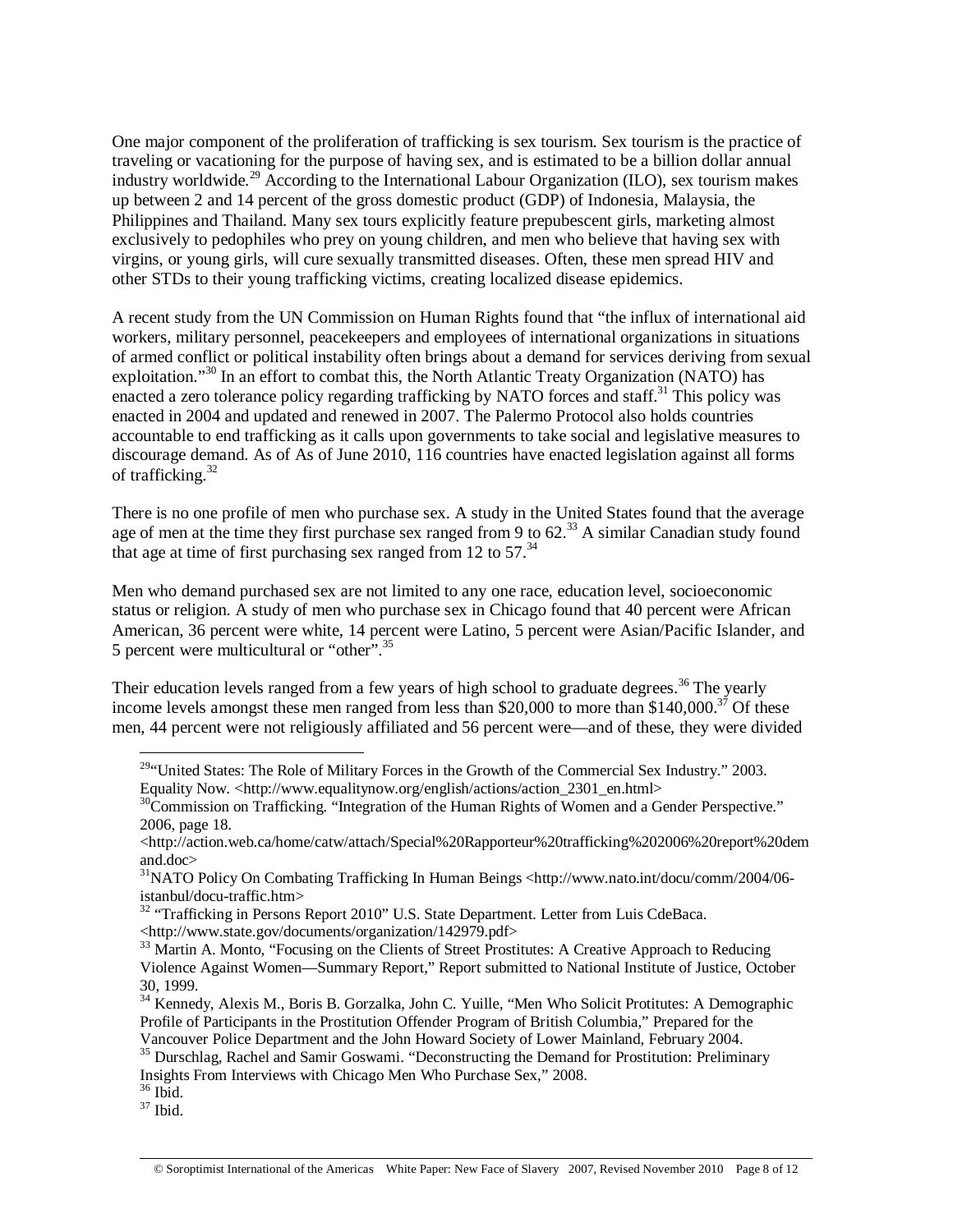One major component of the proliferation of trafficking is sex tourism. Sex tourism is the practice of traveling or vacationing for the purpose of having sex, and is estimated to be a billion dollar annual industry worldwide.[29] According to the International Labour Organization (ILO), sex tourism makes up between 2 and 14 percent of the gross domestic product (GDP) of Indonesia, Malaysia, the Philippines and Thailand. Many sex tours explicitly feature prepubescent girls, marketing almost exclusively to pedophiles who prey on young children, and men who believe that having sex with virgins, or young girls, will cure sexually transmitted diseases. Often, these men spread HIV and other STDs to their young trafficking victims, creating localized disease epidemics.

A recent study from the UN Commission on Human Rights found that "the influx of international aid workers, military personnel, peacekeepers and employees of international organizations in situations of armed conflict or political instability often brings about a demand for services deriving from sexual exploitation."[30] In an effort to combat this, the North Atlantic Treaty Organization (NATO) has enacted a zero tolerance policy regarding trafficking by NATO forces and staff.[31] This policy was enacted in 2004 and updated and renewed in 2007. The Palermo Protocol also holds countries accountable to end trafficking as it calls upon governments to take social and legislative measures to discourage demand. As of As of June 2010, 116 countries have enacted legislation against all forms of trafficking.[32]

There is no one profile of men who purchase sex. A study in the United States found that the average age of men at the time they first purchase sex ranged from 9 to 62.[33] A similar Canadian study found that age at time of first purchasing sex ranged from 12 to 57.[34]

Men who demand purchased sex are not limited to any one race, education level, socioeconomic status or religion. A study of men who purchase sex in Chicago found that 40 percent were African American, 36 percent were white, 14 percent were Latino, 5 percent were Asian/Pacific Islander, and 5 percent were multicultural or "other".[35]

Their education levels ranged from a few years of high school to graduate degrees.[36] The yearly income levels amongst these men ranged from less than $20,000 to more than $140,000.[37] Of these men, 44 percent were not religiously affiliated and 56 percent were—and of these, they were divided

---

[29] "United States: The Role of Military Forces in the Growth of the Commercial Sex Industry." 2003. Equality Now. <http://www.equalitynow.org/english/actions/action_2301_en.html>

[30] Commission on Trafficking. "Integration of the Human Rights of Women and a Gender Perspective." 2006, page 18. <http://action.web.ca/home/catw/attach/Special%20Rapporteur%20trafficking%202006%20report%20demand.doc>

[31] NATO Policy On Combating Trafficking In Human Beings <http://www.nato.int/docu/comm/2004/06-istanbul/docu-traffic.htm>

[32] "Trafficking in Persons Report 2010" U.S. State Department. Letter from Luis CdeBaca. <http://www.state.gov/documents/organization/142979.pdf>

[33] Martin A. Monto, "Focusing on the Clients of Street Prostitutes: A Creative Approach to Reducing Violence Against Women—Summary Report," Report submitted to National Institute of Justice, October 30, 1999.

[34] Kennedy, Alexis M., Boris B. Gorzalka, John C. Yuille, "Men Who Solicit Protitutes: A Demographic Profile of Participants in the Prostitution Offender Program of British Columbia," Prepared for the Vancouver Police Department and the John Howard Society of Lower Mainland, February 2004.

[35] Durschlag, Rachel and Samir Goswami. "Deconstructing the Demand for Prostitution: Preliminary Insights From Interviews with Chicago Men Who Purchase Sex," 2008.

[36] Ibid.

[37] Ibid.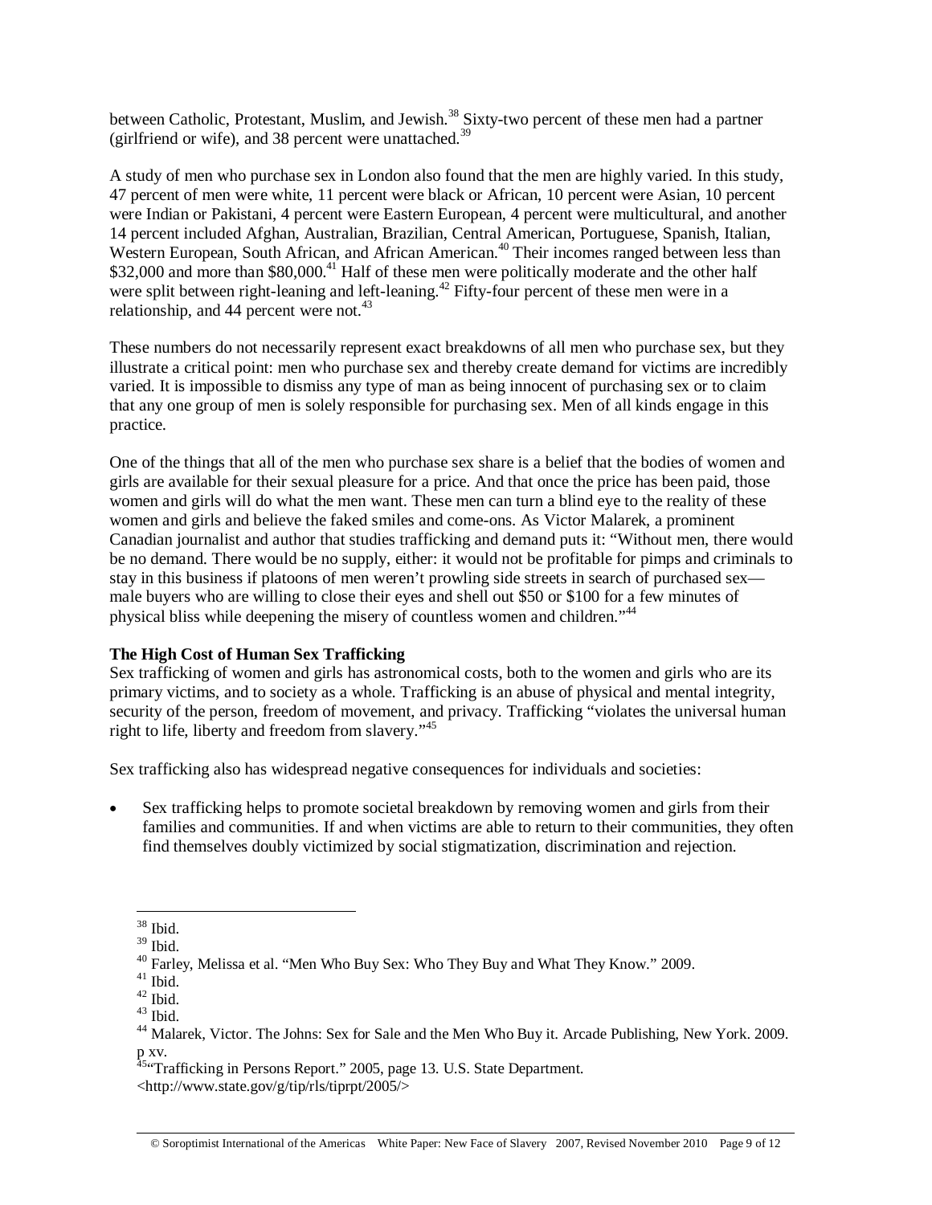between Catholic, Protestant, Muslim, and Jewish.[38] Sixty-two percent of these men had a partner (girlfriend or wife), and 38 percent were unattached.[39]

A study of men who purchase sex in London also found that the men are highly varied. In this study, 47 percent of men were white, 11 percent were black or African, 10 percent were Asian, 10 percent were Indian or Pakistani, 4 percent were Eastern European, 4 percent were multicultural, and another 14 percent included Afghan, Australian, Brazilian, Central American, Portuguese, Spanish, Italian, Western European, South African, and African American.[40] Their incomes ranged between less than \$32,000 and more than \$80,000.[41] Half of these men were politically moderate and the other half were split between right-leaning and left-leaning.[42] Fifty-four percent of these men were in a relationship, and 44 percent were not.[43]

These numbers do not necessarily represent exact breakdowns of all men who purchase sex, but they illustrate a critical point: men who purchase sex and thereby create demand for victims are incredibly varied. It is impossible to dismiss any type of man as being innocent of purchasing sex or to claim that any one group of men is solely responsible for purchasing sex. Men of all kinds engage in this practice.

One of the things that all of the men who purchase sex share is a belief that the bodies of women and girls are available for their sexual pleasure for a price. And that once the price has been paid, those women and girls will do what the men want. These men can turn a blind eye to the reality of these women and girls and believe the faked smiles and come-ons. As Victor Malarek, a prominent Canadian journalist and author that studies trafficking and demand puts it: "Without men, there would be no demand. There would be no supply, either: it would not be profitable for pimps and criminals to stay in this business if platoons of men weren't prowling side streets in search of purchased sex—male buyers who are willing to close their eyes and shell out \$50 or \$100 for a few minutes of physical bliss while deepening the misery of countless women and children."[44]

**The High Cost of Human Sex Trafficking**

Sex trafficking of women and girls has astronomical costs, both to the women and girls who are its primary victims, and to society as a whole. Trafficking is an abuse of physical and mental integrity, security of the person, freedom of movement, and privacy. Trafficking "violates the universal human right to life, liberty and freedom from slavery."[45]

Sex trafficking also has widespread negative consequences for individuals and societies:

- Sex trafficking helps to promote societal breakdown by removing women and girls from their families and communities. If and when victims are able to return to their communities, they often find themselves doubly victimized by social stigmatization, discrimination and rejection.

---

[38] Ibid.
[39] Ibid.
[40] Farley, Melissa et al. "Men Who Buy Sex: Who They Buy and What They Know." 2009.
[41] Ibid.
[42] Ibid.
[43] Ibid.
[44] Malarek, Victor. The Johns: Sex for Sale and the Men Who Buy it. Arcade Publishing, New York. 2009. p xv.
[45] "Trafficking in Persons Report." 2005, page 13. U.S. State Department. <http://www.state.gov/g/tip/rls/tiprpt/2005/>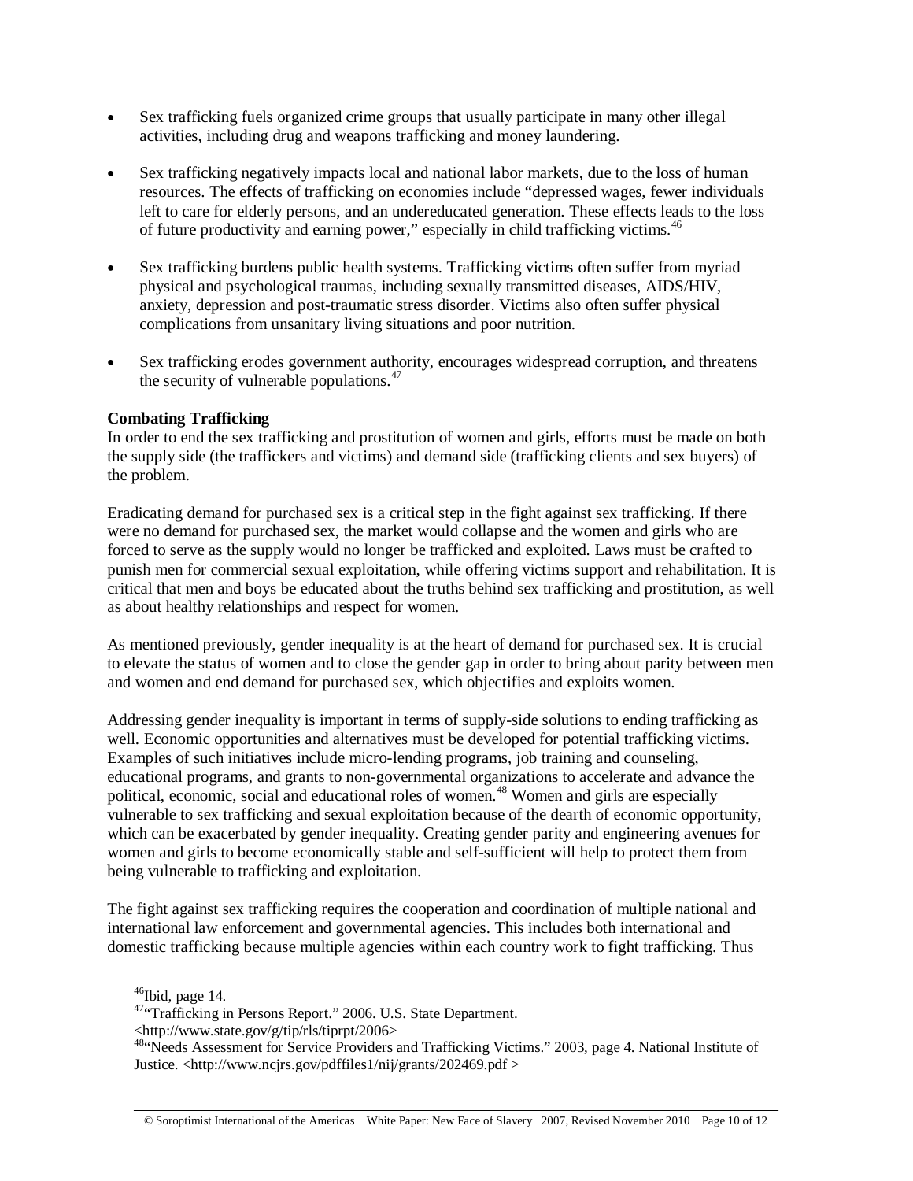- Sex trafficking fuels organized crime groups that usually participate in many other illegal activities, including drug and weapons trafficking and money laundering.
- Sex trafficking negatively impacts local and national labor markets, due to the loss of human resources. The effects of trafficking on economies include "depressed wages, fewer individuals left to care for elderly persons, and an undereducated generation. These effects leads to the loss of future productivity and earning power," especially in child trafficking victims.[46]
- Sex trafficking burdens public health systems. Trafficking victims often suffer from myriad physical and psychological traumas, including sexually transmitted diseases, AIDS/HIV, anxiety, depression and post-traumatic stress disorder. Victims also often suffer physical complications from unsanitary living situations and poor nutrition.
- Sex trafficking erodes government authority, encourages widespread corruption, and threatens the security of vulnerable populations.[47]

**Combating Trafficking**

In order to end the sex trafficking and prostitution of women and girls, efforts must be made on both the supply side (the traffickers and victims) and demand side (trafficking clients and sex buyers) of the problem.

Eradicating demand for purchased sex is a critical step in the fight against sex trafficking. If there were no demand for purchased sex, the market would collapse and the women and girls who are forced to serve as the supply would no longer be trafficked and exploited. Laws must be crafted to punish men for commercial sexual exploitation, while offering victims support and rehabilitation. It is critical that men and boys be educated about the truths behind sex trafficking and prostitution, as well as about healthy relationships and respect for women.

As mentioned previously, gender inequality is at the heart of demand for purchased sex. It is crucial to elevate the status of women and to close the gender gap in order to bring about parity between men and women and end demand for purchased sex, which objectifies and exploits women.

Addressing gender inequality is important in terms of supply-side solutions to ending trafficking as well. Economic opportunities and alternatives must be developed for potential trafficking victims. Examples of such initiatives include micro-lending programs, job training and counseling, educational programs, and grants to non-governmental organizations to accelerate and advance the political, economic, social and educational roles of women.[48] Women and girls are especially vulnerable to sex trafficking and sexual exploitation because of the dearth of economic opportunity, which can be exacerbated by gender inequality. Creating gender parity and engineering avenues for women and girls to become economically stable and self-sufficient will help to protect them from being vulnerable to trafficking and exploitation.

The fight against sex trafficking requires the cooperation and coordination of multiple national and international law enforcement and governmental agencies. This includes both international and domestic trafficking because multiple agencies within each country work to fight trafficking. Thus

---

[46] Ibid, page 14.

[47] "Trafficking in Persons Report." 2006. U.S. State Department. <http://www.state.gov/g/tip/rls/tiprpt/2006>

[48] "Needs Assessment for Service Providers and Trafficking Victims." 2003, page 4. National Institute of Justice. <http://www.ncjrs.gov/pdffiles1/nij/grants/202469.pdf >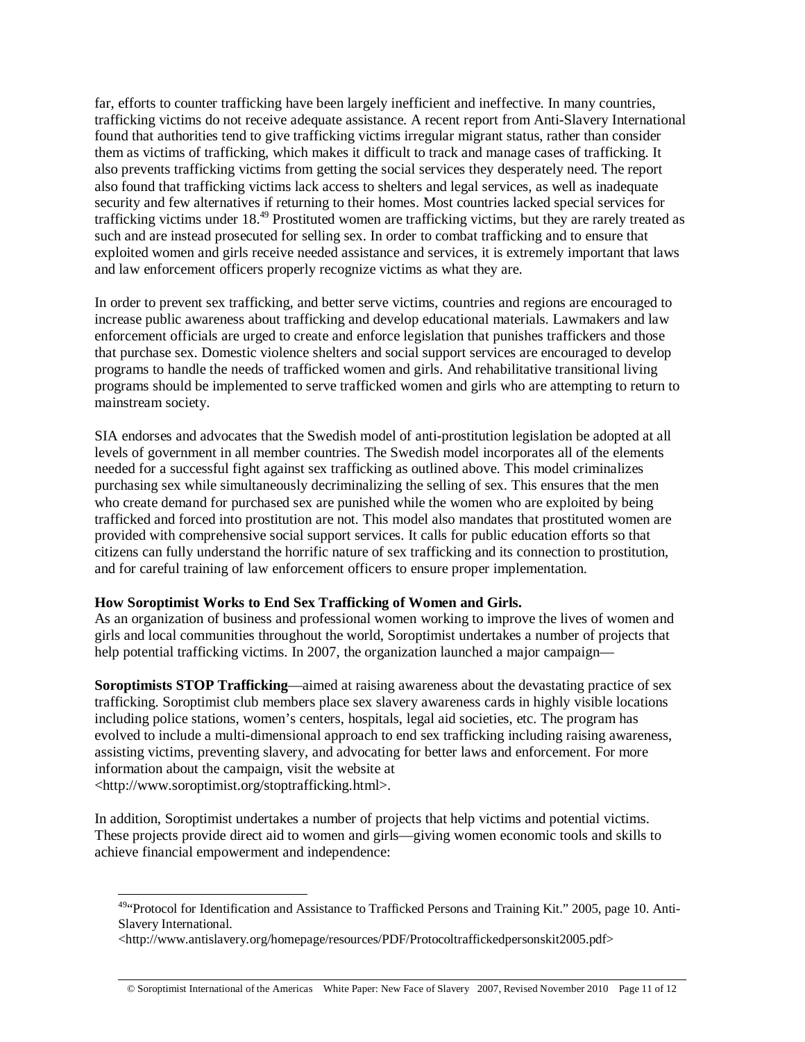far, efforts to counter trafficking have been largely inefficient and ineffective. In many countries, trafficking victims do not receive adequate assistance. A recent report from Anti-Slavery International found that authorities tend to give trafficking victims irregular migrant status, rather than consider them as victims of trafficking, which makes it difficult to track and manage cases of trafficking. It also prevents trafficking victims from getting the social services they desperately need. The report also found that trafficking victims lack access to shelters and legal services, as well as inadequate security and few alternatives if returning to their homes. Most countries lacked special services for trafficking victims under 18.[49] Prostituted women are trafficking victims, but they are rarely treated as such and are instead prosecuted for selling sex. In order to combat trafficking and to ensure that exploited women and girls receive needed assistance and services, it is extremely important that laws and law enforcement officers properly recognize victims as what they are.

In order to prevent sex trafficking, and better serve victims, countries and regions are encouraged to increase public awareness about trafficking and develop educational materials. Lawmakers and law enforcement officials are urged to create and enforce legislation that punishes traffickers and those that purchase sex. Domestic violence shelters and social support services are encouraged to develop programs to handle the needs of trafficked women and girls. And rehabilitative transitional living programs should be implemented to serve trafficked women and girls who are attempting to return to mainstream society.

SIA endorses and advocates that the Swedish model of anti-prostitution legislation be adopted at all levels of government in all member countries. The Swedish model incorporates all of the elements needed for a successful fight against sex trafficking as outlined above. This model criminalizes purchasing sex while simultaneously decriminalizing the selling of sex. This ensures that the men who create demand for purchased sex are punished while the women who are exploited by being trafficked and forced into prostitution are not. This model also mandates that prostituted women are provided with comprehensive social support services. It calls for public education efforts so that citizens can fully understand the horrific nature of sex trafficking and its connection to prostitution, and for careful training of law enforcement officers to ensure proper implementation.

**How Soroptimist Works to End Sex Trafficking of Women and Girls.**

As an organization of business and professional women working to improve the lives of women and girls and local communities throughout the world, Soroptimist undertakes a number of projects that help potential trafficking victims. In 2007, the organization launched a major campaign—

**Soroptimists STOP Trafficking**—aimed at raising awareness about the devastating practice of sex trafficking. Soroptimist club members place sex slavery awareness cards in highly visible locations including police stations, women's centers, hospitals, legal aid societies, etc. The program has evolved to include a multi-dimensional approach to end sex trafficking including raising awareness, assisting victims, preventing slavery, and advocating for better laws and enforcement. For more information about the campaign, visit the website at <http://www.soroptimist.org/stoptrafficking.html>.

In addition, Soroptimist undertakes a number of projects that help victims and potential victims. These projects provide direct aid to women and girls—giving women economic tools and skills to achieve financial empowerment and independence:

---

[49] "Protocol for Identification and Assistance to Trafficked Persons and Training Kit." 2005, page 10. Anti-Slavery International. <http://www.antislavery.org/homepage/resources/PDF/Protocoltraffickedpersonskit2005.pdf>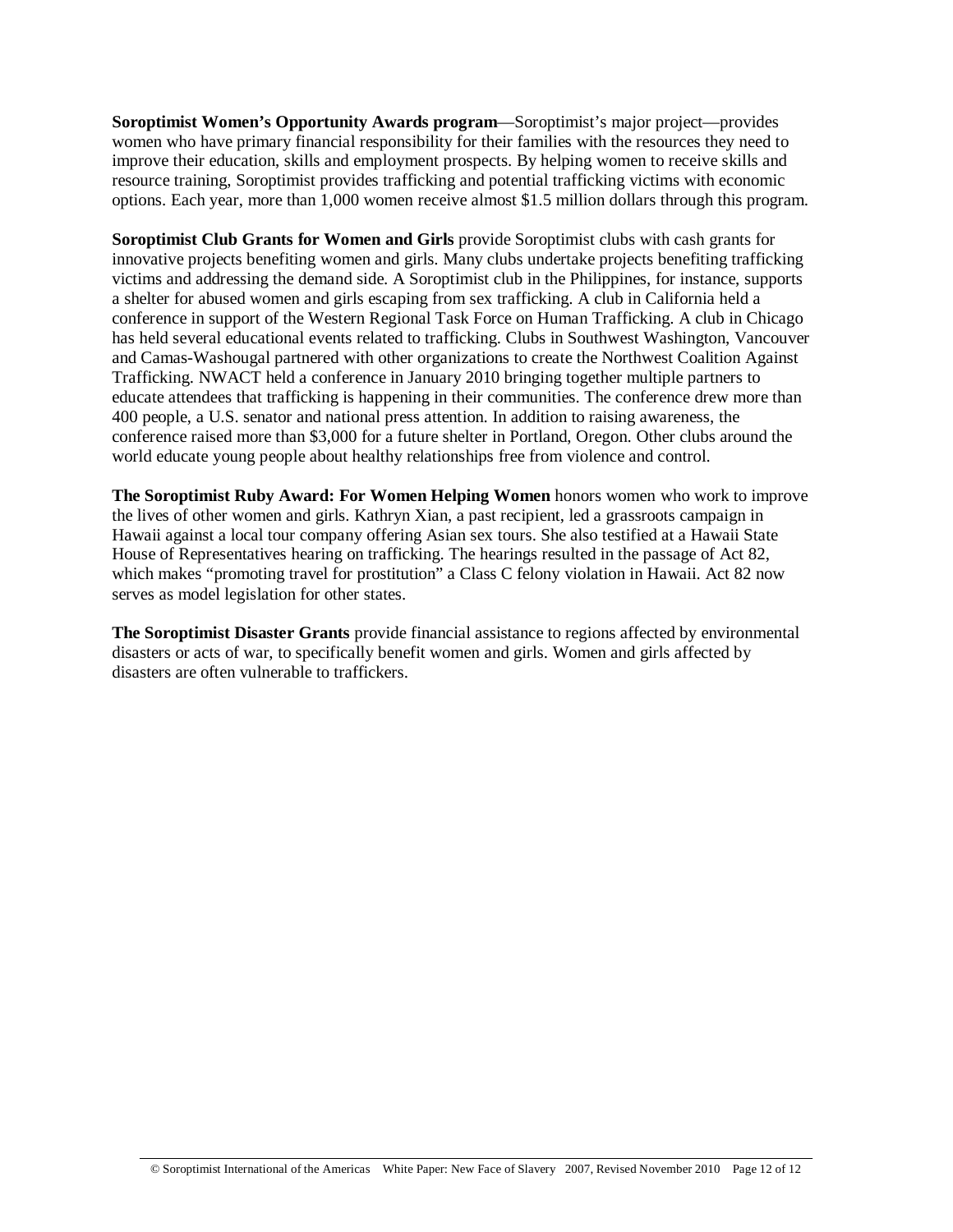**Soroptimist Women's Opportunity Awards program**—Soroptimist's major project—provides women who have primary financial responsibility for their families with the resources they need to improve their education, skills and employment prospects. By helping women to receive skills and resource training, Soroptimist provides trafficking and potential trafficking victims with economic options. Each year, more than 1,000 women receive almost $1.5 million dollars through this program.

**Soroptimist Club Grants for Women and Girls** provide Soroptimist clubs with cash grants for innovative projects benefiting women and girls. Many clubs undertake projects benefiting trafficking victims and addressing the demand side. A Soroptimist club in the Philippines, for instance, supports a shelter for abused women and girls escaping from sex trafficking. A club in California held a conference in support of the Western Regional Task Force on Human Trafficking. A club in Chicago has held several educational events related to trafficking. Clubs in Southwest Washington, Vancouver and Camas-Washougal partnered with other organizations to create the Northwest Coalition Against Trafficking. NWACT held a conference in January 2010 bringing together multiple partners to educate attendees that trafficking is happening in their communities. The conference drew more than 400 people, a U.S. senator and national press attention. In addition to raising awareness, the conference raised more than $3,000 for a future shelter in Portland, Oregon. Other clubs around the world educate young people about healthy relationships free from violence and control.

**The Soroptimist Ruby Award: For Women Helping Women** honors women who work to improve the lives of other women and girls. Kathryn Xian, a past recipient, led a grassroots campaign in Hawaii against a local tour company offering Asian sex tours. She also testified at a Hawaii State House of Representatives hearing on trafficking. The hearings resulted in the passage of Act 82, which makes "promoting travel for prostitution" a Class C felony violation in Hawaii. Act 82 now serves as model legislation for other states.

**The Soroptimist Disaster Grants** provide financial assistance to regions affected by environmental disasters or acts of war, to specifically benefit women and girls. Women and girls affected by disasters are often vulnerable to traffickers.